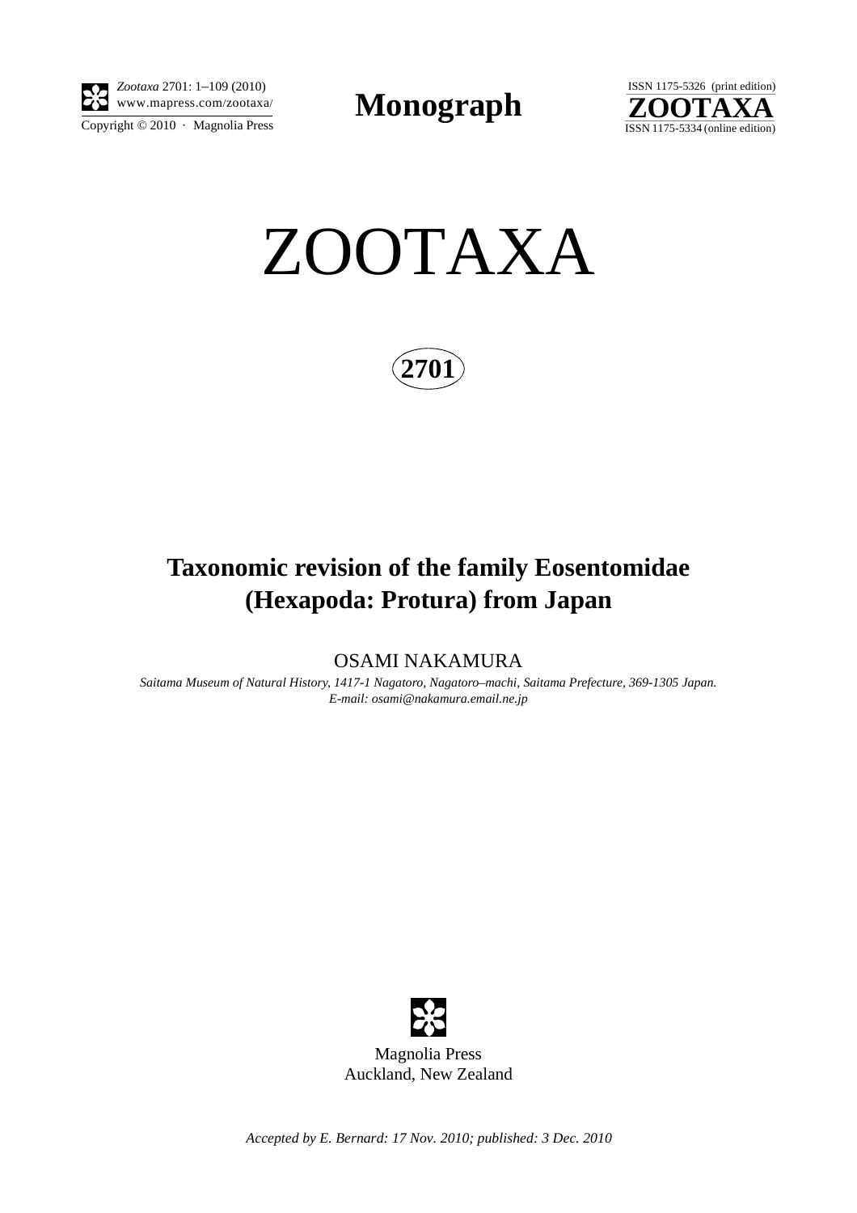# ZOOTAXA

**2701**

## Taxonomic revision of the family Eosentomidae (Hexapoda: Protura) from Japan

OSAMI NAKAMURA

*Saitama Museum of Natural History, 1417-1 Nagatoro, Nagatoro–machi, Saitama Prefecture, 369-1305 Japan. E-mail: osami@nakamura.email.ne.jp*

Magnolia Press
Auckland, New Zealand

*Accepted by E. Bernard: 17 Nov. 2010; published: 3 Dec. 2010*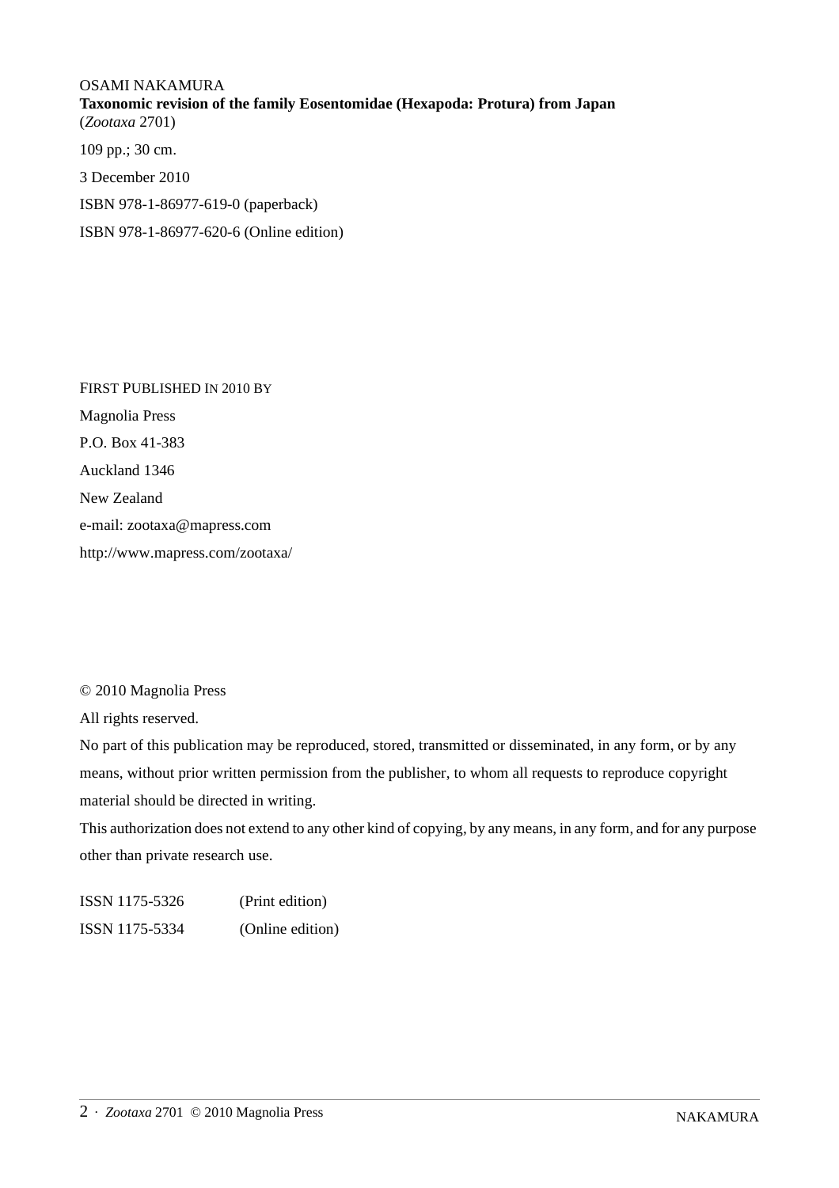OSAMI NAKAMURA
**Taxonomic revision of the family Eosentomidae (Hexapoda: Protura) from Japan**
(*Zootaxa* 2701)

109 pp.; 30 cm.

3 December 2010

ISBN 978-1-86977-619-0 (paperback)

ISBN 978-1-86977-620-6 (Online edition)

FIRST PUBLISHED IN 2010 BY

Magnolia Press

P.O. Box 41-383

Auckland 1346

New Zealand

e-mail: zootaxa@mapress.com

http://www.mapress.com/zootaxa/

© 2010 Magnolia Press

All rights reserved.

No part of this publication may be reproduced, stored, transmitted or disseminated, in any form, or by any means, without prior written permission from the publisher, to whom all requests to reproduce copyright material should be directed in writing.

This authorization does not extend to any other kind of copying, by any means, in any form, and for any purpose other than private research use.

ISSN 1175-5326 (Print edition)

ISSN 1175-5334 (Online edition)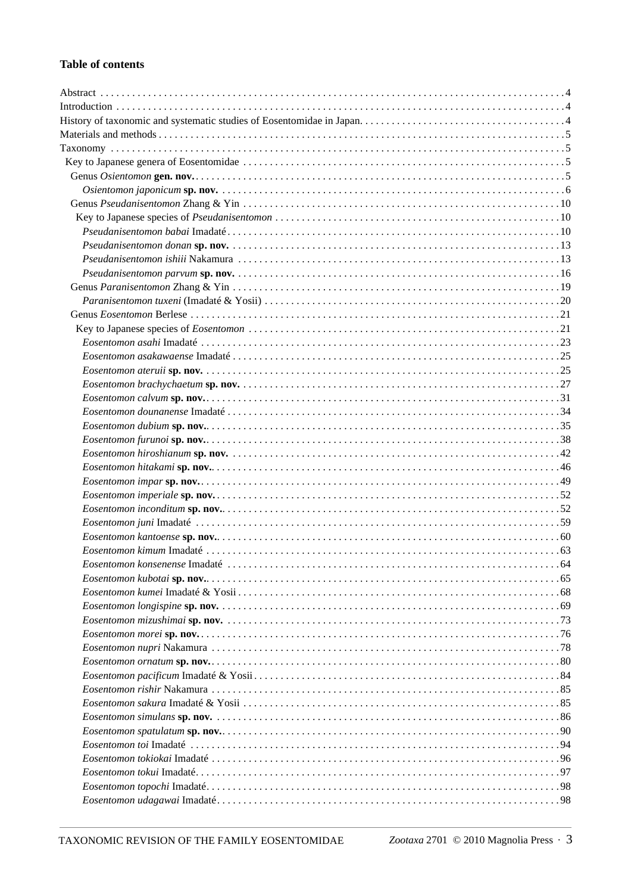**Table of contents**

Abstract . . . . . . . . . . 4
Introduction . . . . . . . . . . 4
History of taxonomic and systematic studies of Eosentomidae in Japan. . . . . . . . . . 4
Materials and methods . . . . . . . . . . 5
Taxonomy . . . . . . . . . . 5
Key to Japanese genera of Eosentomidae . . . . . . . . . . 5
Genus *Osientomon* **gen. nov.** . . . . . . . . . . 5
*Osientomon japonicum* **sp. nov.** . . . . . . . . . . 6
Genus *Pseudanisentomon* Zhang & Yin . . . . . . . . . . 10
Key to Japanese species of *Pseudanisentomon* . . . . . . . . . . 10
*Pseudanisentomon babai* Imadaté . . . . . . . . . . 10
*Pseudanisentomon donan* **sp. nov.** . . . . . . . . . . 13
*Pseudanisentomon ishiii* Nakamura . . . . . . . . . . 13
*Pseudanisentomon parvum* **sp. nov.** . . . . . . . . . . 16
Genus *Paranisentomon* Zhang & Yin . . . . . . . . . . 19
*Paranisentomon tuxeni* (Imadaté & Yosii) . . . . . . . . . . 20
Genus *Eosentomon* Berlese . . . . . . . . . . 21
Key to Japanese species of *Eosentomon* . . . . . . . . . . 21
*Eosentomon asahi* Imadaté . . . . . . . . . . 23
*Eosentomon asakawaense* Imadaté . . . . . . . . . . 25
*Eosentomon ateruii* **sp. nov.** . . . . . . . . . . 25
*Eosentomon brachychaetum* **sp. nov.** . . . . . . . . . . 27
*Eosentomon calvum* **sp. nov.** . . . . . . . . . . 31
*Eosentomon dounanense* Imadaté . . . . . . . . . . 34
*Eosentomon dubium* **sp. nov.** . . . . . . . . . . 35
*Eosentomon furunoi* **sp. nov.** . . . . . . . . . . 38
*Eosentomon hiroshianum* **sp. nov.** . . . . . . . . . . 42
*Eosentomon hitakami* **sp. nov.** . . . . . . . . . . 46
*Eosentomon impar* **sp. nov.** . . . . . . . . . . 49
*Eosentomon imperiale* **sp. nov.** . . . . . . . . . . 52
*Eosentomon inconditum* **sp. nov.** . . . . . . . . . . 52
*Eosentomon juni* Imadaté . . . . . . . . . . 59
*Eosentomon kantoense* **sp. nov.** . . . . . . . . . . 60
*Eosentomon kimum* Imadaté . . . . . . . . . . 63
*Eosentomon konsenense* Imadaté . . . . . . . . . . 64
*Eosentomon kubotai* **sp. nov.** . . . . . . . . . . 65
*Eosentomon kumei* Imadaté & Yosii . . . . . . . . . . 68
*Eosentomon longispine* **sp. nov.** . . . . . . . . . . 69
*Eosentomon mizushimai* **sp. nov.** . . . . . . . . . . 73
*Eosentomon morei* **sp. nov.** . . . . . . . . . . 76
*Eosentomon nupri* Nakamura . . . . . . . . . . 78
*Eosentomon ornatum* **sp. nov.** . . . . . . . . . . 80
*Eosentomon pacificum* Imadaté & Yosii . . . . . . . . . . 84
*Eosentomon rishir* Nakamura . . . . . . . . . . 85
*Eosentomon sakura* Imadaté & Yosii . . . . . . . . . . 85
*Eosentomon simulans* **sp. nov.** . . . . . . . . . . 86
*Eosentomon spatulatum* **sp. nov.** . . . . . . . . . . 90
*Eosentomon toi* Imadaté . . . . . . . . . . 94
*Eosentomon tokiokai* Imadaté . . . . . . . . . . 96
*Eosentomon tokui* Imadaté . . . . . . . . . . 97
*Eosentomon topochi* Imadaté . . . . . . . . . . 98
*Eosentomon udagawai* Imadaté . . . . . . . . . . 98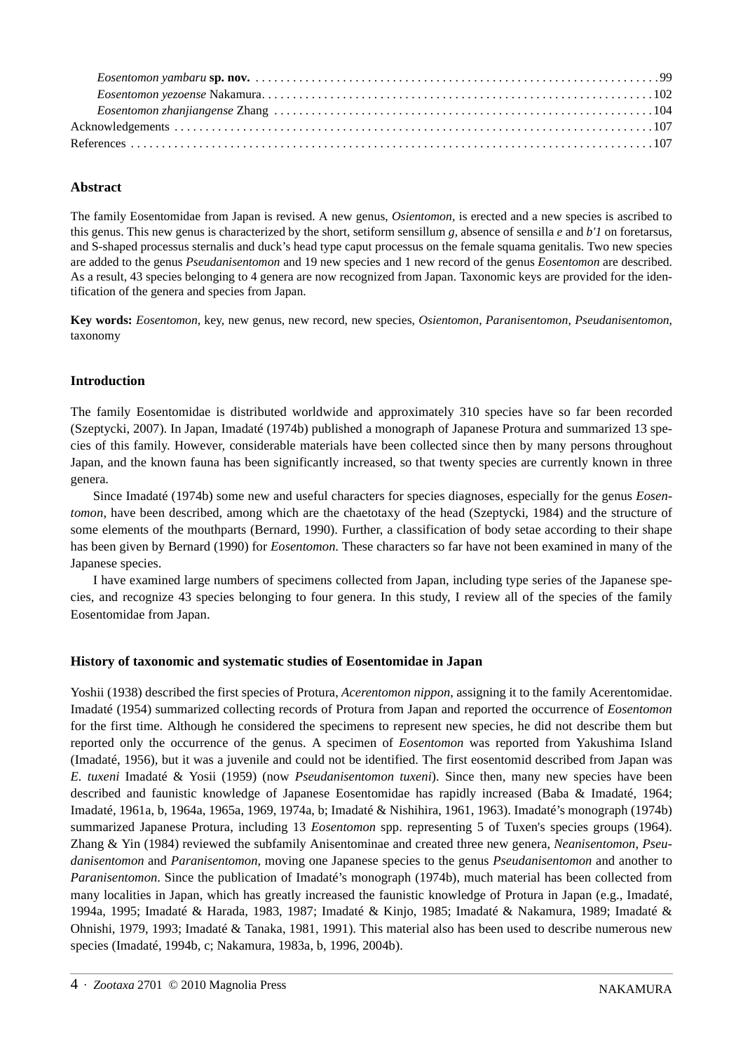*Eosentomon yambaru* **sp. nov.** . . . . . . . . . . . . . . . . . . . . . . . . . . . . . . . . . . . . . . . . . . . . . . . . . . . . . . . . . . . . . . . 99
*Eosentomon yezoense* Nakamura. . . . . . . . . . . . . . . . . . . . . . . . . . . . . . . . . . . . . . . . . . . . . . . . . . . . . . . . . . . . . . 102
*Eosentomon zhanjiangense* Zhang . . . . . . . . . . . . . . . . . . . . . . . . . . . . . . . . . . . . . . . . . . . . . . . . . . . . . . . . . . . 104
Acknowledgements . . . . . . . . . . . . . . . . . . . . . . . . . . . . . . . . . . . . . . . . . . . . . . . . . . . . . . . . . . . . . . . . . . . . . . . . 107
References . . . . . . . . . . . . . . . . . . . . . . . . . . . . . . . . . . . . . . . . . . . . . . . . . . . . . . . . . . . . . . . . . . . . . . . . . . . . . . 107

## Abstract

The family Eosentomidae from Japan is revised. A new genus, *Osientomon*, is erected and a new species is ascribed to this genus. This new genus is characterized by the short, setiform sensillum *g*, absence of sensilla *e* and *b'1* on foretarsus, and S-shaped processus sternalis and duck's head type caput processus on the female squama genitalis. Two new species are added to the genus *Pseudanisentomon* and 19 new species and 1 new record of the genus *Eosentomon* are described. As a result, 43 species belonging to 4 genera are now recognized from Japan. Taxonomic keys are provided for the identification of the genera and species from Japan.

**Key words:** *Eosentomon*, key, new genus, new record, new species, *Osientomon*, *Paranisentomon*, *Pseudanisentomon*, taxonomy

## Introduction

The family Eosentomidae is distributed worldwide and approximately 310 species have so far been recorded (Szeptycki, 2007). In Japan, Imadaté (1974b) published a monograph of Japanese Protura and summarized 13 species of this family. However, considerable materials have been collected since then by many persons throughout Japan, and the known fauna has been significantly increased, so that twenty species are currently known in three genera.

Since Imadaté (1974b) some new and useful characters for species diagnoses, especially for the genus *Eosentomon*, have been described, among which are the chaetotaxy of the head (Szeptycki, 1984) and the structure of some elements of the mouthparts (Bernard, 1990). Further, a classification of body setae according to their shape has been given by Bernard (1990) for *Eosentomon*. These characters so far have not been examined in many of the Japanese species.

I have examined large numbers of specimens collected from Japan, including type series of the Japanese species, and recognize 43 species belonging to four genera. In this study, I review all of the species of the family Eosentomidae from Japan.

## History of taxonomic and systematic studies of Eosentomidae in Japan

Yoshii (1938) described the first species of Protura, *Acerentomon nippon*, assigning it to the family Acerentomidae. Imadaté (1954) summarized collecting records of Protura from Japan and reported the occurrence of *Eosentomon* for the first time. Although he considered the specimens to represent new species, he did not describe them but reported only the occurrence of the genus. A specimen of *Eosentomon* was reported from Yakushima Island (Imadaté, 1956), but it was a juvenile and could not be identified. The first eosentomid described from Japan was *E. tuxeni* Imadaté & Yosii (1959) (now *Pseudanisentomon tuxeni*). Since then, many new species have been described and faunistic knowledge of Japanese Eosentomidae has rapidly increased (Baba & Imadaté, 1964; Imadaté, 1961a, b, 1964a, 1965a, 1969, 1974a, b; Imadaté & Nishihira, 1961, 1963). Imadaté's monograph (1974b) summarized Japanese Protura, including 13 *Eosentomon* spp. representing 5 of Tuxen's species groups (1964). Zhang & Yin (1984) reviewed the subfamily Anisentominae and created three new genera, *Neanisentomon, Pseudanisentomon* and *Paranisentomon*, moving one Japanese species to the genus *Pseudanisentomon* and another to *Paranisentomon*. Since the publication of Imadaté's monograph (1974b), much material has been collected from many localities in Japan, which has greatly increased the faunistic knowledge of Protura in Japan (e.g., Imadaté, 1994a, 1995; Imadaté & Harada, 1983, 1987; Imadaté & Kinjo, 1985; Imadaté & Nakamura, 1989; Imadaté & Ohnishi, 1979, 1993; Imadaté & Tanaka, 1981, 1991). This material also has been used to describe numerous new species (Imadaté, 1994b, c; Nakamura, 1983a, b, 1996, 2004b).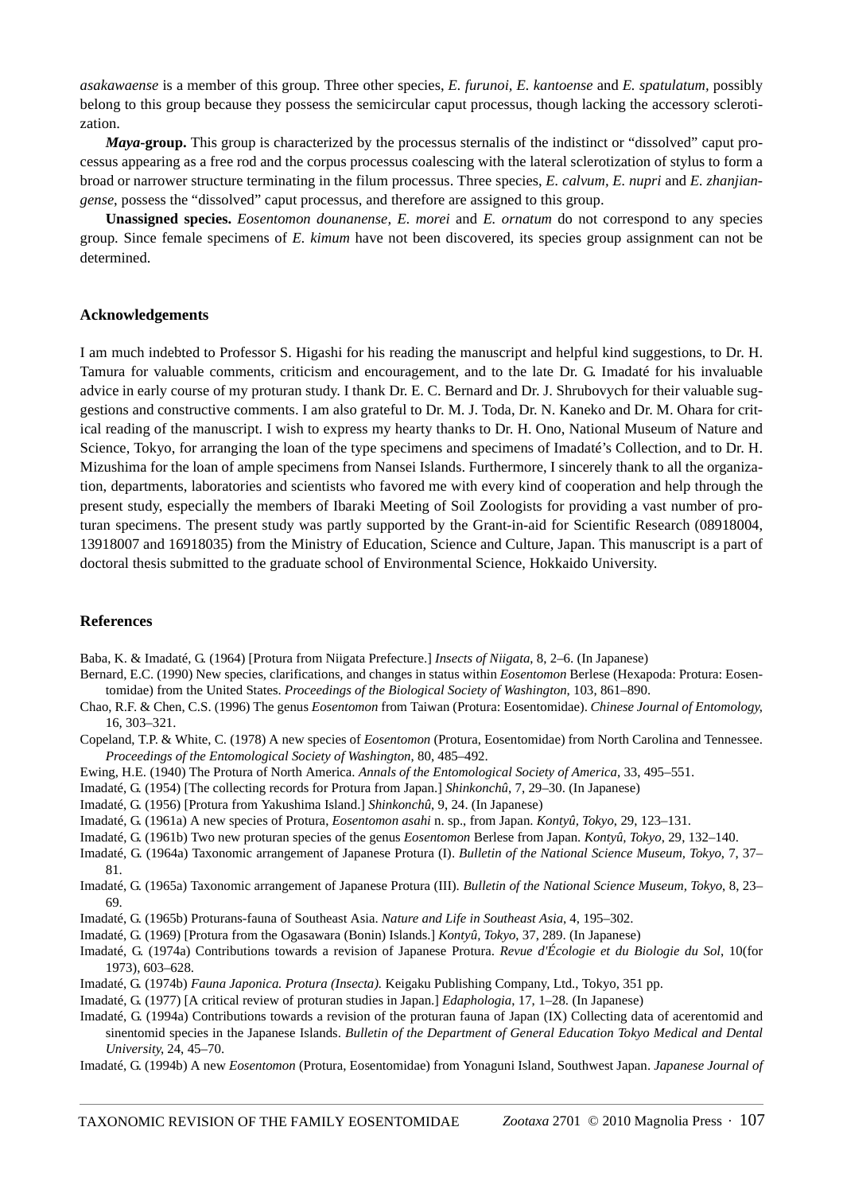*asakawaense* is a member of this group. Three other species, *E. furunoi*, *E. kantoense* and *E. spatulatum*, possibly belong to this group because they possess the semicircular caput processus, though lacking the accessory sclerotization.

***Maya*-group.** This group is characterized by the processus sternalis of the indistinct or "dissolved" caput processus appearing as a free rod and the corpus processus coalescing with the lateral sclerotization of stylus to form a broad or narrower structure terminating in the filum processus. Three species, *E. calvum*, *E. nupri* and *E. zhanjiangense*, possess the "dissolved" caput processus, and therefore are assigned to this group.

**Unassigned species.** *Eosentomon dounanense*, *E. morei* and *E. ornatum* do not correspond to any species group. Since female specimens of *E. kimum* have not been discovered, its species group assignment can not be determined.

## Acknowledgements

I am much indebted to Professor S. Higashi for his reading the manuscript and helpful kind suggestions, to Dr. H. Tamura for valuable comments, criticism and encouragement, and to the late Dr. G. Imadaté for his invaluable advice in early course of my proturan study. I thank Dr. E. C. Bernard and Dr. J. Shrubovych for their valuable suggestions and constructive comments. I am also grateful to Dr. M. J. Toda, Dr. N. Kaneko and Dr. M. Ohara for critical reading of the manuscript. I wish to express my hearty thanks to Dr. H. Ono, National Museum of Nature and Science, Tokyo, for arranging the loan of the type specimens and specimens of Imadaté's Collection, and to Dr. H. Mizushima for the loan of ample specimens from Nansei Islands. Furthermore, I sincerely thank to all the organization, departments, laboratories and scientists who favored me with every kind of cooperation and help through the present study, especially the members of Ibaraki Meeting of Soil Zoologists for providing a vast number of proturan specimens. The present study was partly supported by the Grant-in-aid for Scientific Research (08918004, 13918007 and 16918035) from the Ministry of Education, Science and Culture, Japan. This manuscript is a part of doctoral thesis submitted to the graduate school of Environmental Science, Hokkaido University.

## References

Baba, K. & Imadaté, G. (1964) [Protura from Niigata Prefecture.] *Insects of Niigata*, 8, 2–6. (In Japanese)

Bernard, E.C. (1990) New species, clarifications, and changes in status within *Eosentomon* Berlese (Hexapoda: Protura: Eosentomidae) from the United States. *Proceedings of the Biological Society of Washington*, 103, 861–890.

Chao, R.F. & Chen, C.S. (1996) The genus *Eosentomon* from Taiwan (Protura: Eosentomidae). *Chinese Journal of Entomology*, 16, 303–321.

Copeland, T.P. & White, C. (1978) A new species of *Eosentomon* (Protura, Eosentomidae) from North Carolina and Tennessee. *Proceedings of the Entomological Society of Washington*, 80, 485–492.

Ewing, H.E. (1940) The Protura of North America. *Annals of the Entomological Society of America*, 33, 495–551.

Imadaté, G. (1954) [The collecting records for Protura from Japan.] *Shinkonchû*, 7, 29–30. (In Japanese)

Imadaté, G. (1956) [Protura from Yakushima Island.] *Shinkonchû*, 9, 24. (In Japanese)

Imadaté, G. (1961a) A new species of Protura, *Eosentomon asahi* n. sp., from Japan. *Kontyû, Tokyo*, 29, 123–131.

Imadaté, G. (1961b) Two new proturan species of the genus *Eosentomon* Berlese from Japan. *Kontyû, Tokyo*, 29, 132–140.

Imadaté, G. (1964a) Taxonomic arrangement of Japanese Protura (I). *Bulletin of the National Science Museum, Tokyo*, 7, 37–81.

Imadaté, G. (1965a) Taxonomic arrangement of Japanese Protura (III). *Bulletin of the National Science Museum, Tokyo*, 8, 23–69.

Imadaté, G. (1965b) Proturans-fauna of Southeast Asia. *Nature and Life in Southeast Asia*, 4, 195–302.

Imadaté, G. (1969) [Protura from the Ogasawara (Bonin) Islands.] *Kontyû, Tokyo*, 37, 289. (In Japanese)

Imadaté, G. (1974a) Contributions towards a revision of Japanese Protura. *Revue d'Écologie et du Biologie du Sol*, 10(for 1973), 603–628.

Imadaté, G. (1974b) *Fauna Japonica. Protura (Insecta).* Keigaku Publishing Company, Ltd., Tokyo, 351 pp.

Imadaté, G. (1977) [A critical review of proturan studies in Japan.] *Edaphologia*, 17, 1–28. (In Japanese)

Imadaté, G. (1994a) Contributions towards a revision of the proturan fauna of Japan (IX) Collecting data of acerentomid and sinentomid species in the Japanese Islands. *Bulletin of the Department of General Education Tokyo Medical and Dental University*, 24, 45–70.

Imadaté, G. (1994b) A new *Eosentomon* (Protura, Eosentomidae) from Yonaguni Island, Southwest Japan. *Japanese Journal of*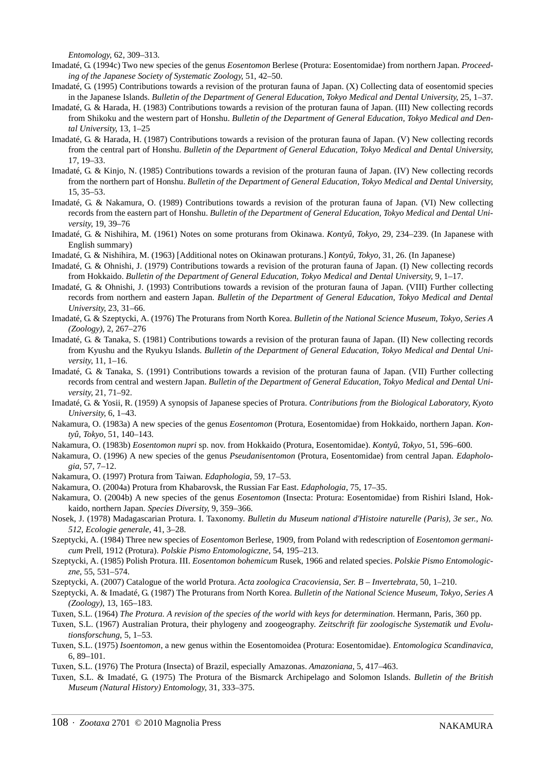*Entomology*, 62, 309–313.

Imadaté, G. (1994c) Two new species of the genus *Eosentomon* Berlese (Protura: Eosentomidae) from northern Japan. *Proceeding of the Japanese Society of Systematic Zoology*, 51, 42–50.

Imadaté, G. (1995) Contributions towards a revision of the proturan fauna of Japan. (X) Collecting data of eosentomid species in the Japanese Islands. *Bulletin of the Department of General Education, Tokyo Medical and Dental University*, 25, 1–37.

Imadaté, G. & Harada, H. (1983) Contributions towards a revision of the proturan fauna of Japan. (III) New collecting records from Shikoku and the western part of Honshu. *Bulletin of the Department of General Education, Tokyo Medical and Dental University*, 13, 1–25

Imadaté, G. & Harada, H. (1987) Contributions towards a revision of the proturan fauna of Japan. (V) New collecting records from the central part of Honshu. *Bulletin of the Department of General Education, Tokyo Medical and Dental University*, 17, 19–33.

Imadaté, G. & Kinjo, N. (1985) Contributions towards a revision of the proturan fauna of Japan. (IV) New collecting records from the northern part of Honshu. *Bulletin of the Department of General Education, Tokyo Medical and Dental University*, 15, 35–53.

Imadaté, G. & Nakamura, O. (1989) Contributions towards a revision of the proturan fauna of Japan. (VI) New collecting records from the eastern part of Honshu. *Bulletin of the Department of General Education, Tokyo Medical and Dental University*, 19, 39–76

Imadaté, G. & Nishihira, M. (1961) Notes on some proturans from Okinawa. *Kontyû, Tokyo*, 29, 234–239. (In Japanese with English summary)

Imadaté, G. & Nishihira, M. (1963) [Additional notes on Okinawan proturans.] *Kontyû, Tokyo*, 31, 26. (In Japanese)

Imadaté, G. & Ohnishi, J. (1979) Contributions towards a revision of the proturan fauna of Japan. (I) New collecting records from Hokkaido. *Bulletin of the Department of General Education, Tokyo Medical and Dental University*, 9, 1–17.

Imadaté, G. & Ohnishi, J. (1993) Contributions towards a revision of the proturan fauna of Japan. (VIII) Further collecting records from northern and eastern Japan. *Bulletin of the Department of General Education, Tokyo Medical and Dental University*, 23, 31–66.

Imadaté, G. & Szeptycki, A. (1976) The Proturans from North Korea. *Bulletin of the National Science Museum, Tokyo, Series A (Zoology)*, 2, 267–276

Imadaté, G. & Tanaka, S. (1981) Contributions towards a revision of the proturan fauna of Japan. (II) New collecting records from Kyushu and the Ryukyu Islands. *Bulletin of the Department of General Education, Tokyo Medical and Dental University*, 11, 1–16.

Imadaté, G. & Tanaka, S. (1991) Contributions towards a revision of the proturan fauna of Japan. (VII) Further collecting records from central and western Japan. *Bulletin of the Department of General Education, Tokyo Medical and Dental University*, 21, 71–92.

Imadaté, G. & Yosii, R. (1959) A synopsis of Japanese species of Protura. *Contributions from the Biological Laboratory, Kyoto University*, 6, 1–43.

Nakamura, O. (1983a) A new species of the genus *Eosentomon* (Protura, Eosentomidae) from Hokkaido, northern Japan. *Kontyû, Tokyo*, 51, 140–143.

Nakamura, O. (1983b) *Eosentomon nupri* sp. nov. from Hokkaido (Protura, Eosentomidae). *Kontyû, Tokyo*, 51, 596–600.

Nakamura, O. (1996) A new species of the genus *Pseudanisentomon* (Protura, Eosentomidae) from central Japan. *Edaphologia*, 57, 7–12.

Nakamura, O. (1997) Protura from Taiwan. *Edaphologia*, 59, 17–53.

Nakamura, O. (2004a) Protura from Khabarovsk, the Russian Far East. *Edaphologia*, 75, 17–35.

Nakamura, O. (2004b) A new species of the genus *Eosentomon* (Insecta: Protura: Eosentomidae) from Rishiri Island, Hokkaido, northern Japan. *Species Diversity*, 9, 359–366.

Nosek, J. (1978) Madagascarian Protura. I. Taxonomy. *Bulletin du Museum national d'Histoire naturelle (Paris), 3e ser., No. 512, Ecologie generale*, 41, 3–28.

Szeptycki, A. (1984) Three new species of *Eosentomon* Berlese, 1909, from Poland with redescription of *Eosentomon germanicum* Prell, 1912 (Protura). *Polskie Pismo Entomologiczne*, 54, 195–213.

Szeptycki, A. (1985) Polish Protura. III. *Eosentomon bohemicum* Rusek, 1966 and related species. *Polskie Pismo Entomologiczne*, 55, 531–574.

Szeptycki, A. (2007) Catalogue of the world Protura. *Acta zoologica Cracoviensia, Ser. B – Invertebrata*, 50, 1–210.

Szeptycki, A. & Imadaté, G. (1987) The Proturans from North Korea. *Bulletin of the National Science Museum, Tokyo, Series A (Zoology)*, 13, 165–183.

Tuxen, S.L. (1964) *The Protura. A revision of the species of the world with keys for determination*. Hermann, Paris, 360 pp.

Tuxen, S.L. (1967) Australian Protura, their phylogeny and zoogeography. *Zeitschrift für zoologische Systematik und Evolutionsforschung*, 5, 1–53.

Tuxen, S.L. (1975) *Isoentomon*, a new genus within the Eosentomoidea (Protura: Eosentomidae). *Entomologica Scandinavica*, 6, 89–101.

Tuxen, S.L. (1976) The Protura (Insecta) of Brazil, especially Amazonas. *Amazoniana*, 5, 417–463.

Tuxen, S.L. & Imadaté, G. (1975) The Protura of the Bismarck Archipelago and Solomon Islands. *Bulletin of the British Museum (Natural History) Entomology*, 31, 333–375.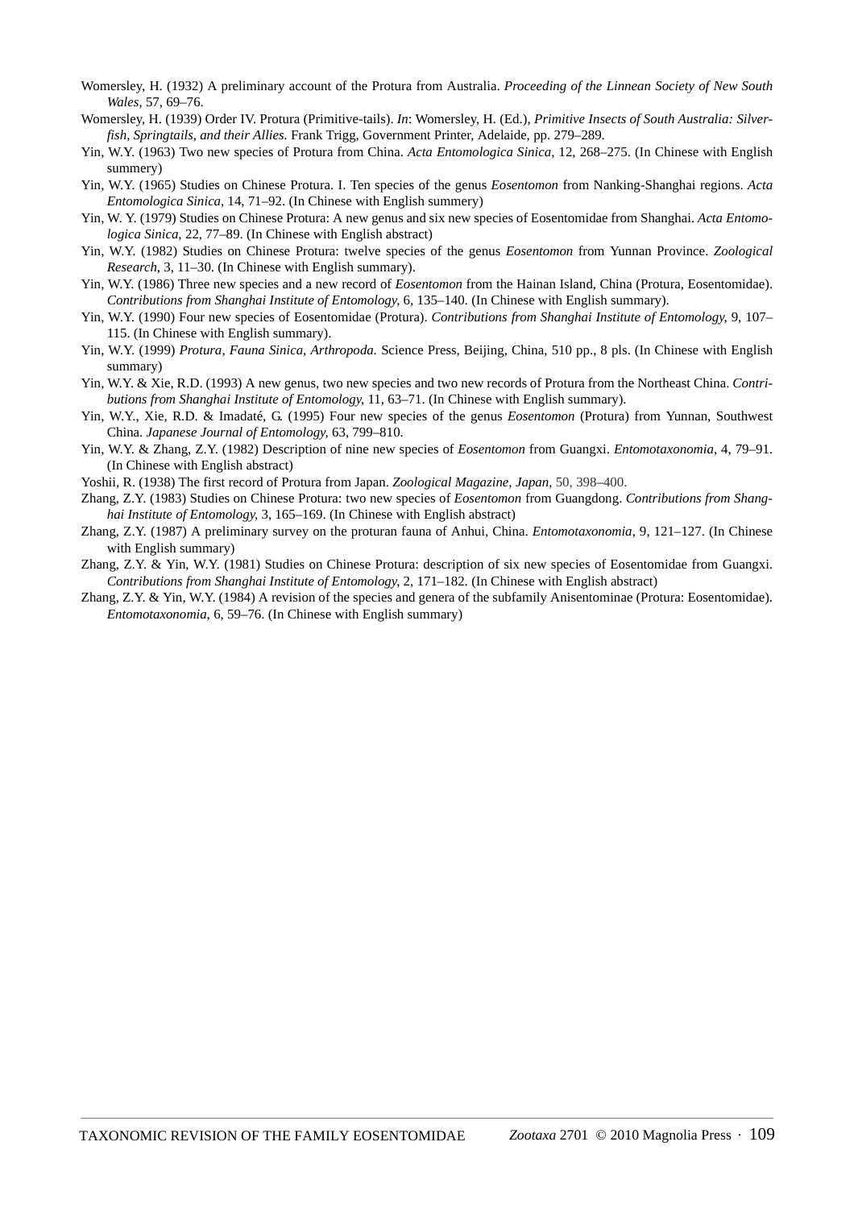Womersley, H. (1932) A preliminary account of the Protura from Australia. *Proceeding of the Linnean Society of New South Wales*, 57, 69–76.

Womersley, H. (1939) Order IV. Protura (Primitive-tails). *In*: Womersley, H. (Ed.), *Primitive Insects of South Australia: Silverfish, Springtails, and their Allies.* Frank Trigg, Government Printer, Adelaide, pp. 279–289.

Yin, W.Y. (1963) Two new species of Protura from China. *Acta Entomologica Sinica*, 12, 268–275. (In Chinese with English summery)

Yin, W.Y. (1965) Studies on Chinese Protura. I. Ten species of the genus *Eosentomon* from Nanking-Shanghai regions. *Acta Entomologica Sinica*, 14, 71–92. (In Chinese with English summery)

Yin, W. Y. (1979) Studies on Chinese Protura: A new genus and six new species of Eosentomidae from Shanghai. *Acta Entomologica Sinica*, 22, 77–89. (In Chinese with English abstract)

Yin, W.Y. (1982) Studies on Chinese Protura: twelve species of the genus *Eosentomon* from Yunnan Province. *Zoological Research*, 3, 11–30. (In Chinese with English summary).

Yin, W.Y. (1986) Three new species and a new record of *Eosentomon* from the Hainan Island, China (Protura, Eosentomidae). *Contributions from Shanghai Institute of Entomology*, 6, 135–140. (In Chinese with English summary).

Yin, W.Y. (1990) Four new species of Eosentomidae (Protura). *Contributions from Shanghai Institute of Entomology*, 9, 107–115. (In Chinese with English summary).

Yin, W.Y. (1999) *Protura, Fauna Sinica, Arthropoda.* Science Press, Beijing, China, 510 pp., 8 pls. (In Chinese with English summary)

Yin, W.Y. & Xie, R.D. (1993) A new genus, two new species and two new records of Protura from the Northeast China. *Contributions from Shanghai Institute of Entomology*, 11, 63–71. (In Chinese with English summary).

Yin, W.Y., Xie, R.D. & Imadaté, G. (1995) Four new species of the genus *Eosentomon* (Protura) from Yunnan, Southwest China. *Japanese Journal of Entomology*, 63, 799–810.

Yin, W.Y. & Zhang, Z.Y. (1982) Description of nine new species of *Eosentomon* from Guangxi. *Entomotaxonomia*, 4, 79–91. (In Chinese with English abstract)

Yoshii, R. (1938) The first record of Protura from Japan. *Zoological Magazine, Japan*, 50, 398–400.

Zhang, Z.Y. (1983) Studies on Chinese Protura: two new species of *Eosentomon* from Guangdong. *Contributions from Shanghai Institute of Entomology*, 3, 165–169. (In Chinese with English abstract)

Zhang, Z.Y. (1987) A preliminary survey on the proturan fauna of Anhui, China. *Entomotaxonomia*, 9, 121–127. (In Chinese with English summary)

Zhang, Z.Y. & Yin, W.Y. (1981) Studies on Chinese Protura: description of six new species of Eosentomidae from Guangxi. *Contributions from Shanghai Institute of Entomology*, 2, 171–182. (In Chinese with English abstract)

Zhang, Z.Y. & Yin, W.Y. (1984) A revision of the species and genera of the subfamily Anisentominae (Protura: Eosentomidae). *Entomotaxonomia*, 6, 59–76. (In Chinese with English summary)